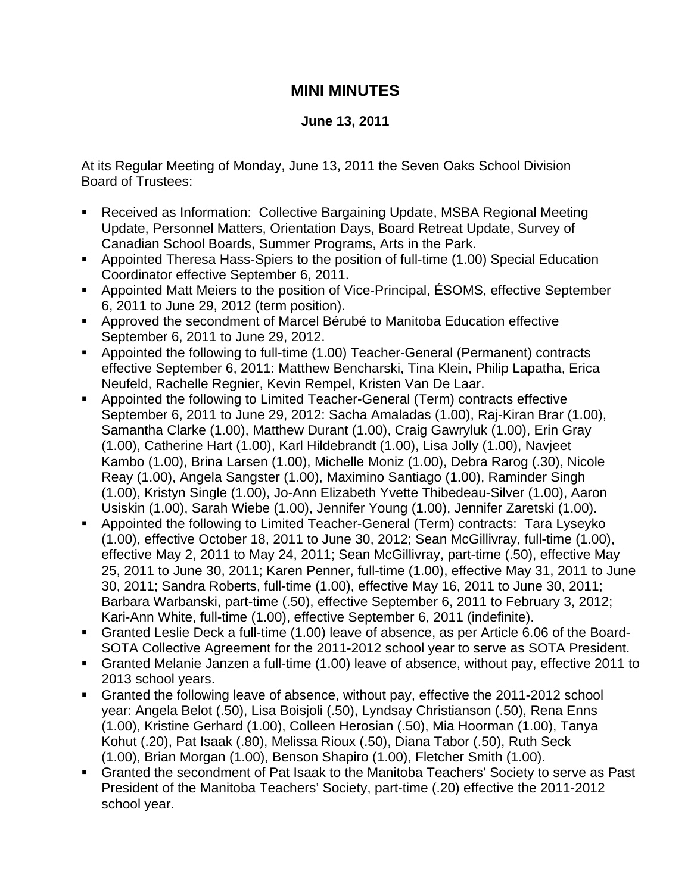# MINI MINUTES

**June 13, 2011**

At its Regular Meeting of Monday, June 13, 2011 the Seven Oaks School Division Board of Trustees:

- Received as Information: Collective Bargaining Update, MSBA Regional Meeting Update, Personnel Matters, Orientation Days, Board Retreat Update, Survey of Canadian School Boards, Summer Programs, Arts in the Park.
- Appointed Theresa Hass-Spiers to the position of full-time (1.00) Special Education Coordinator effective September 6, 2011.
- Appointed Matt Meiers to the position of Vice-Principal, ÉSOMS, effective September 6, 2011 to June 29, 2012 (term position).
- Approved the secondment of Marcel Bérubé to Manitoba Education effective September 6, 2011 to June 29, 2012.
- Appointed the following to full-time (1.00) Teacher-General (Permanent) contracts effective September 6, 2011: Matthew Bencharski, Tina Klein, Philip Lapatha, Erica Neufeld, Rachelle Regnier, Kevin Rempel, Kristen Van De Laar.
- Appointed the following to Limited Teacher-General (Term) contracts effective September 6, 2011 to June 29, 2012: Sacha Amaladas (1.00), Raj-Kiran Brar (1.00), Samantha Clarke (1.00), Matthew Durant (1.00), Craig Gawryluk (1.00), Erin Gray (1.00), Catherine Hart (1.00), Karl Hildebrandt (1.00), Lisa Jolly (1.00), Navjeet Kambo (1.00), Brina Larsen (1.00), Michelle Moniz (1.00), Debra Rarog (.30), Nicole Reay (1.00), Angela Sangster (1.00), Maximino Santiago (1.00), Raminder Singh (1.00), Kristyn Single (1.00), Jo-Ann Elizabeth Yvette Thibedeau-Silver (1.00), Aaron Usiskin (1.00), Sarah Wiebe (1.00), Jennifer Young (1.00), Jennifer Zaretski (1.00).
- Appointed the following to Limited Teacher-General (Term) contracts: Tara Lyseyko (1.00), effective October 18, 2011 to June 30, 2012; Sean McGillivray, full-time (1.00), effective May 2, 2011 to May 24, 2011; Sean McGillivray, part-time (.50), effective May 25, 2011 to June 30, 2011; Karen Penner, full-time (1.00), effective May 31, 2011 to June 30, 2011; Sandra Roberts, full-time (1.00), effective May 16, 2011 to June 30, 2011; Barbara Warbanski, part-time (.50), effective September 6, 2011 to February 3, 2012; Kari-Ann White, full-time (1.00), effective September 6, 2011 (indefinite).
- Granted Leslie Deck a full-time (1.00) leave of absence, as per Article 6.06 of the Board-SOTA Collective Agreement for the 2011-2012 school year to serve as SOTA President.
- Granted Melanie Janzen a full-time (1.00) leave of absence, without pay, effective 2011 to 2013 school years.
- Granted the following leave of absence, without pay, effective the 2011-2012 school year: Angela Belot (.50), Lisa Boisjoli (.50), Lyndsay Christianson (.50), Rena Enns (1.00), Kristine Gerhard (1.00), Colleen Herosian (.50), Mia Hoorman (1.00), Tanya Kohut (.20), Pat Isaak (.80), Melissa Rioux (.50), Diana Tabor (.50), Ruth Seck (1.00), Brian Morgan (1.00), Benson Shapiro (1.00), Fletcher Smith (1.00).
- Granted the secondment of Pat Isaak to the Manitoba Teachers' Society to serve as Past President of the Manitoba Teachers' Society, part-time (.20) effective the 2011-2012 school year.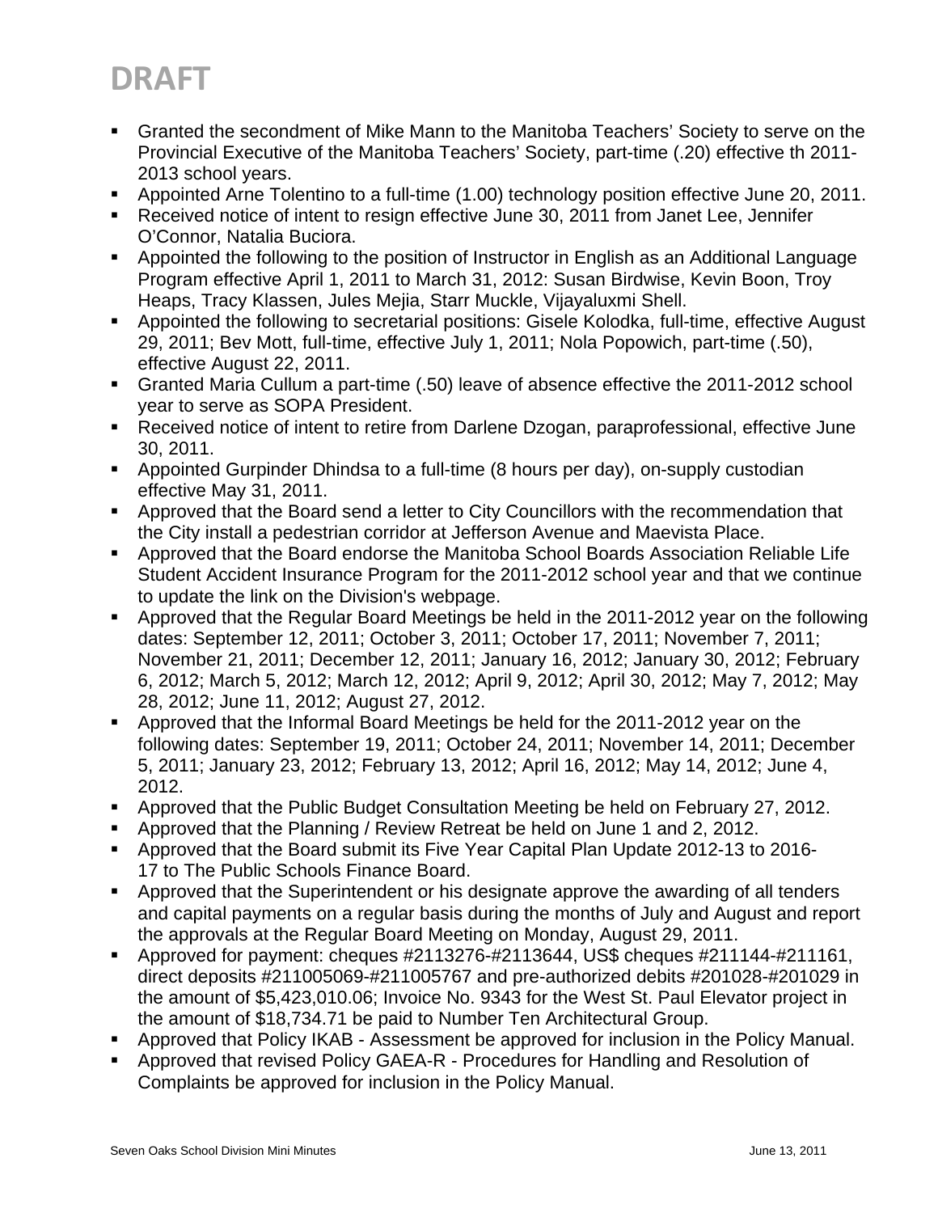# DRAFT

- Granted the secondment of Mike Mann to the Manitoba Teachers' Society to serve on the Provincial Executive of the Manitoba Teachers' Society, part-time (.20) effective th 2011-2013 school years.
- Appointed Arne Tolentino to a full-time (1.00) technology position effective June 20, 2011.
- Received notice of intent to resign effective June 30, 2011 from Janet Lee, Jennifer O'Connor, Natalia Buciora.
- Appointed the following to the position of Instructor in English as an Additional Language Program effective April 1, 2011 to March 31, 2012: Susan Birdwise, Kevin Boon, Troy Heaps, Tracy Klassen, Jules Mejia, Starr Muckle, Vijayaluxmi Shell.
- Appointed the following to secretarial positions: Gisele Kolodka, full-time, effective August 29, 2011; Bev Mott, full-time, effective July 1, 2011; Nola Popowich, part-time (.50), effective August 22, 2011.
- Granted Maria Cullum a part-time (.50) leave of absence effective the 2011-2012 school year to serve as SOPA President.
- Received notice of intent to retire from Darlene Dzogan, paraprofessional, effective June 30, 2011.
- Appointed Gurpinder Dhindsa to a full-time (8 hours per day), on-supply custodian effective May 31, 2011.
- Approved that the Board send a letter to City Councillors with the recommendation that the City install a pedestrian corridor at Jefferson Avenue and Maevista Place.
- Approved that the Board endorse the Manitoba School Boards Association Reliable Life Student Accident Insurance Program for the 2011-2012 school year and that we continue to update the link on the Division's webpage.
- Approved that the Regular Board Meetings be held in the 2011-2012 year on the following dates: September 12, 2011; October 3, 2011; October 17, 2011; November 7, 2011; November 21, 2011; December 12, 2011; January 16, 2012; January 30, 2012; February 6, 2012; March 5, 2012; March 12, 2012; April 9, 2012; April 30, 2012; May 7, 2012; May 28, 2012; June 11, 2012; August 27, 2012.
- Approved that the Informal Board Meetings be held for the 2011-2012 year on the following dates: September 19, 2011; October 24, 2011; November 14, 2011; December 5, 2011; January 23, 2012; February 13, 2012; April 16, 2012; May 14, 2012; June 4, 2012.
- Approved that the Public Budget Consultation Meeting be held on February 27, 2012.
- Approved that the Planning / Review Retreat be held on June 1 and 2, 2012.
- Approved that the Board submit its Five Year Capital Plan Update 2012-13 to 2016-17 to The Public Schools Finance Board.
- Approved that the Superintendent or his designate approve the awarding of all tenders and capital payments on a regular basis during the months of July and August and report the approvals at the Regular Board Meeting on Monday, August 29, 2011.
- Approved for payment: cheques #2113276-#2113644, US$ cheques #211144-#211161, direct deposits #211005069-#211005767 and pre-authorized debits #201028-#201029 in the amount of $5,423,010.06; Invoice No. 9343 for the West St. Paul Elevator project in the amount of $18,734.71 be paid to Number Ten Architectural Group.
- Approved that Policy IKAB - Assessment be approved for inclusion in the Policy Manual.
- Approved that revised Policy GAEA-R - Procedures for Handling and Resolution of Complaints be approved for inclusion in the Policy Manual.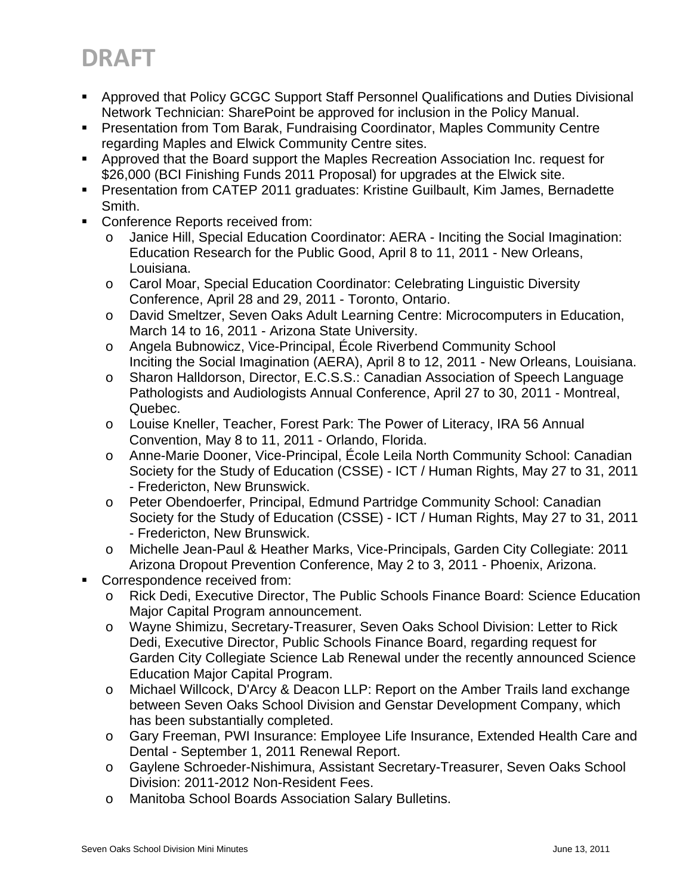# DRAFT

- Approved that Policy GCGC Support Staff Personnel Qualifications and Duties Divisional Network Technician: SharePoint be approved for inclusion in the Policy Manual.
- Presentation from Tom Barak, Fundraising Coordinator, Maples Community Centre regarding Maples and Elwick Community Centre sites.
- Approved that the Board support the Maples Recreation Association Inc. request for $26,000 (BCI Finishing Funds 2011 Proposal) for upgrades at the Elwick site.
- Presentation from CATEP 2011 graduates: Kristine Guilbault, Kim James, Bernadette Smith.
- Conference Reports received from:
  - Janice Hill, Special Education Coordinator: AERA - Inciting the Social Imagination: Education Research for the Public Good, April 8 to 11, 2011 - New Orleans, Louisiana.
  - Carol Moar, Special Education Coordinator: Celebrating Linguistic Diversity Conference, April 28 and 29, 2011 - Toronto, Ontario.
  - David Smeltzer, Seven Oaks Adult Learning Centre: Microcomputers in Education, March 14 to 16, 2011 - Arizona State University.
  - Angela Bubnowicz, Vice-Principal, École Riverbend Community School Inciting the Social Imagination (AERA), April 8 to 12, 2011 - New Orleans, Louisiana.
  - Sharon Halldorson, Director, E.C.S.S.: Canadian Association of Speech Language Pathologists and Audiologists Annual Conference, April 27 to 30, 2011 - Montreal, Quebec.
  - Louise Kneller, Teacher, Forest Park: The Power of Literacy, IRA 56 Annual Convention, May 8 to 11, 2011 - Orlando, Florida.
  - Anne-Marie Dooner, Vice-Principal, École Leila North Community School: Canadian Society for the Study of Education (CSSE) - ICT / Human Rights, May 27 to 31, 2011 - Fredericton, New Brunswick.
  - Peter Obendoerfer, Principal, Edmund Partridge Community School: Canadian Society for the Study of Education (CSSE) - ICT / Human Rights, May 27 to 31, 2011 - Fredericton, New Brunswick.
  - Michelle Jean-Paul & Heather Marks, Vice-Principals, Garden City Collegiate: 2011 Arizona Dropout Prevention Conference, May 2 to 3, 2011 - Phoenix, Arizona.
- Correspondence received from:
  - Rick Dedi, Executive Director, The Public Schools Finance Board: Science Education Major Capital Program announcement.
  - Wayne Shimizu, Secretary-Treasurer, Seven Oaks School Division: Letter to Rick Dedi, Executive Director, Public Schools Finance Board, regarding request for Garden City Collegiate Science Lab Renewal under the recently announced Science Education Major Capital Program.
  - Michael Willcock, D'Arcy & Deacon LLP: Report on the Amber Trails land exchange between Seven Oaks School Division and Genstar Development Company, which has been substantially completed.
  - Gary Freeman, PWI Insurance: Employee Life Insurance, Extended Health Care and Dental - September 1, 2011 Renewal Report.
  - Gaylene Schroeder-Nishimura, Assistant Secretary-Treasurer, Seven Oaks School Division: 2011-2012 Non-Resident Fees.
  - Manitoba School Boards Association Salary Bulletins.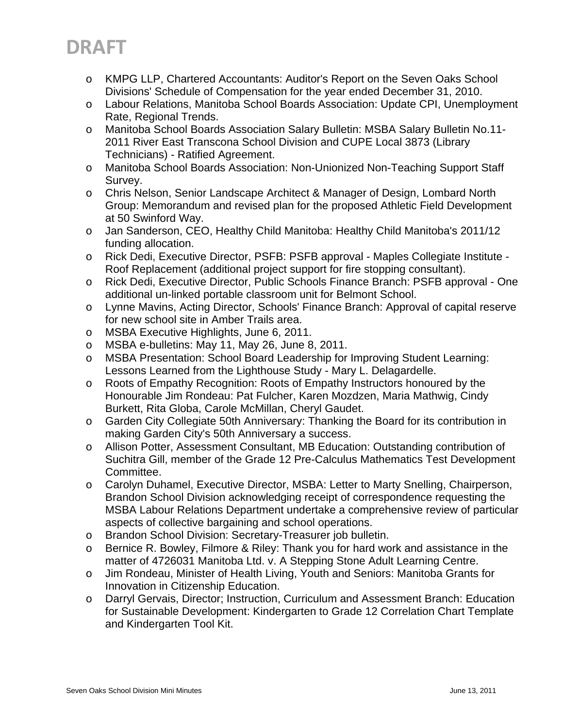**DRAFT**

- KMPG LLP, Chartered Accountants: Auditor's Report on the Seven Oaks School Divisions' Schedule of Compensation for the year ended December 31, 2010.
- Labour Relations, Manitoba School Boards Association: Update CPI, Unemployment Rate, Regional Trends.
- Manitoba School Boards Association Salary Bulletin: MSBA Salary Bulletin No.11-2011 River East Transcona School Division and CUPE Local 3873 (Library Technicians) - Ratified Agreement.
- Manitoba School Boards Association: Non-Unionized Non-Teaching Support Staff Survey.
- Chris Nelson, Senior Landscape Architect & Manager of Design, Lombard North Group: Memorandum and revised plan for the proposed Athletic Field Development at 50 Swinford Way.
- Jan Sanderson, CEO, Healthy Child Manitoba: Healthy Child Manitoba's 2011/12 funding allocation.
- Rick Dedi, Executive Director, PSFB: PSFB approval - Maples Collegiate Institute - Roof Replacement (additional project support for fire stopping consultant).
- Rick Dedi, Executive Director, Public Schools Finance Branch: PSFB approval - One additional un-linked portable classroom unit for Belmont School.
- Lynne Mavins, Acting Director, Schools' Finance Branch: Approval of capital reserve for new school site in Amber Trails area.
- MSBA Executive Highlights, June 6, 2011.
- MSBA e-bulletins: May 11, May 26, June 8, 2011.
- MSBA Presentation: School Board Leadership for Improving Student Learning: Lessons Learned from the Lighthouse Study - Mary L. Delagardelle.
- Roots of Empathy Recognition: Roots of Empathy Instructors honoured by the Honourable Jim Rondeau: Pat Fulcher, Karen Mozdzen, Maria Mathwig, Cindy Burkett, Rita Globa, Carole McMillan, Cheryl Gaudet.
- Garden City Collegiate 50th Anniversary: Thanking the Board for its contribution in making Garden City's 50th Anniversary a success.
- Allison Potter, Assessment Consultant, MB Education: Outstanding contribution of Suchitra Gill, member of the Grade 12 Pre-Calculus Mathematics Test Development Committee.
- Carolyn Duhamel, Executive Director, MSBA: Letter to Marty Snelling, Chairperson, Brandon School Division acknowledging receipt of correspondence requesting the MSBA Labour Relations Department undertake a comprehensive review of particular aspects of collective bargaining and school operations.
- Brandon School Division: Secretary-Treasurer job bulletin.
- Bernice R. Bowley, Filmore & Riley: Thank you for hard work and assistance in the matter of 4726031 Manitoba Ltd. v. A Stepping Stone Adult Learning Centre.
- Jim Rondeau, Minister of Health Living, Youth and Seniors: Manitoba Grants for Innovation in Citizenship Education.
- Darryl Gervais, Director; Instruction, Curriculum and Assessment Branch: Education for Sustainable Development: Kindergarten to Grade 12 Correlation Chart Template and Kindergarten Tool Kit.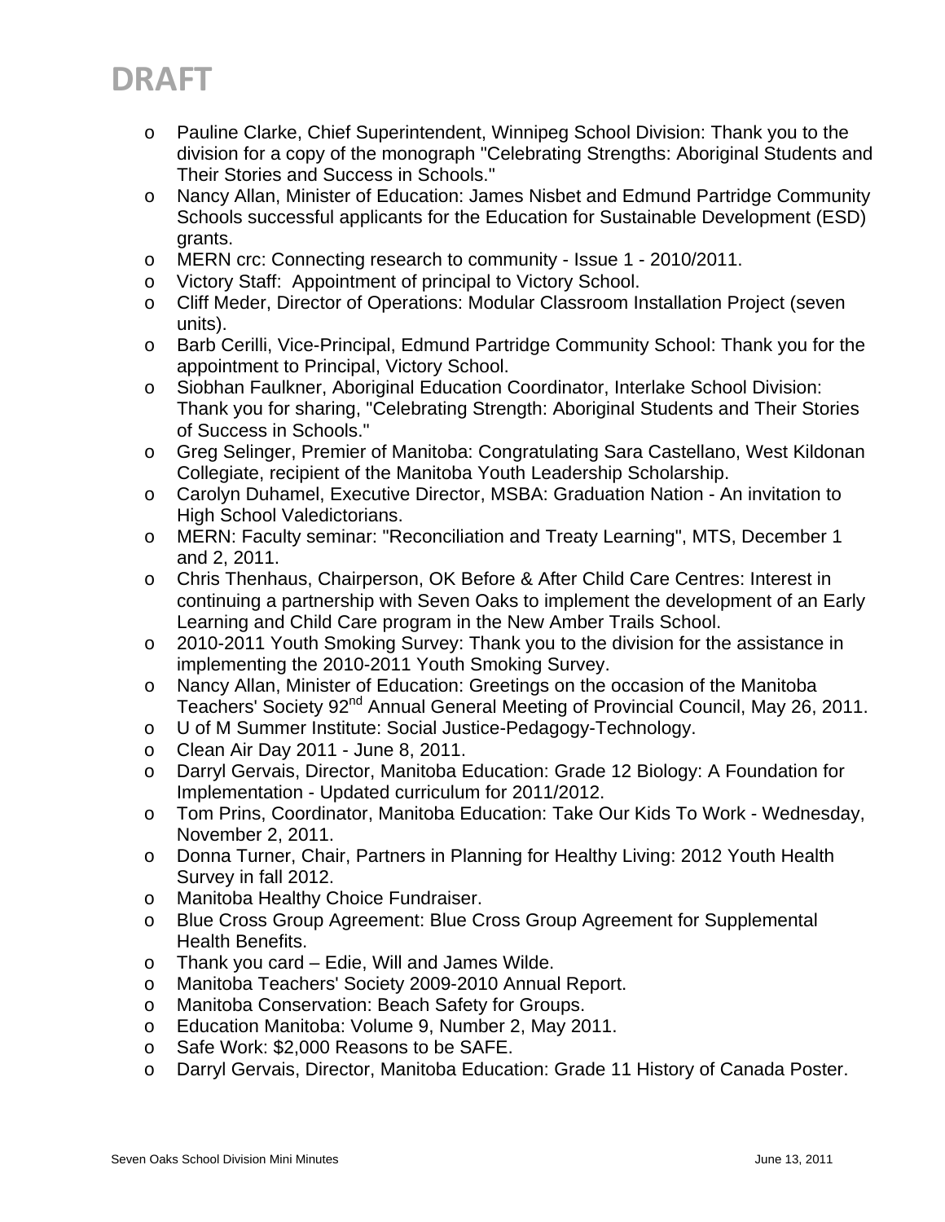**DRAFT**

- Pauline Clarke, Chief Superintendent, Winnipeg School Division: Thank you to the division for a copy of the monograph "Celebrating Strengths: Aboriginal Students and Their Stories and Success in Schools."
- Nancy Allan, Minister of Education: James Nisbet and Edmund Partridge Community Schools successful applicants for the Education for Sustainable Development (ESD) grants.
- MERN crc: Connecting research to community - Issue 1 - 2010/2011.
- Victory Staff: Appointment of principal to Victory School.
- Cliff Meder, Director of Operations: Modular Classroom Installation Project (seven units).
- Barb Cerilli, Vice-Principal, Edmund Partridge Community School: Thank you for the appointment to Principal, Victory School.
- Siobhan Faulkner, Aboriginal Education Coordinator, Interlake School Division: Thank you for sharing, "Celebrating Strength: Aboriginal Students and Their Stories of Success in Schools."
- Greg Selinger, Premier of Manitoba: Congratulating Sara Castellano, West Kildonan Collegiate, recipient of the Manitoba Youth Leadership Scholarship.
- Carolyn Duhamel, Executive Director, MSBA: Graduation Nation - An invitation to High School Valedictorians.
- MERN: Faculty seminar: "Reconciliation and Treaty Learning", MTS, December 1 and 2, 2011.
- Chris Thenhaus, Chairperson, OK Before & After Child Care Centres: Interest in continuing a partnership with Seven Oaks to implement the development of an Early Learning and Child Care program in the New Amber Trails School.
- 2010-2011 Youth Smoking Survey: Thank you to the division for the assistance in implementing the 2010-2011 Youth Smoking Survey.
- Nancy Allan, Minister of Education: Greetings on the occasion of the Manitoba Teachers' Society 92nd Annual General Meeting of Provincial Council, May 26, 2011.
- U of M Summer Institute: Social Justice-Pedagogy-Technology.
- Clean Air Day 2011 - June 8, 2011.
- Darryl Gervais, Director, Manitoba Education: Grade 12 Biology: A Foundation for Implementation - Updated curriculum for 2011/2012.
- Tom Prins, Coordinator, Manitoba Education: Take Our Kids To Work - Wednesday, November 2, 2011.
- Donna Turner, Chair, Partners in Planning for Healthy Living: 2012 Youth Health Survey in fall 2012.
- Manitoba Healthy Choice Fundraiser.
- Blue Cross Group Agreement: Blue Cross Group Agreement for Supplemental Health Benefits.
- Thank you card – Edie, Will and James Wilde.
- Manitoba Teachers' Society 2009-2010 Annual Report.
- Manitoba Conservation: Beach Safety for Groups.
- Education Manitoba: Volume 9, Number 2, May 2011.
- Safe Work: $2,000 Reasons to be SAFE.
- Darryl Gervais, Director, Manitoba Education: Grade 11 History of Canada Poster.